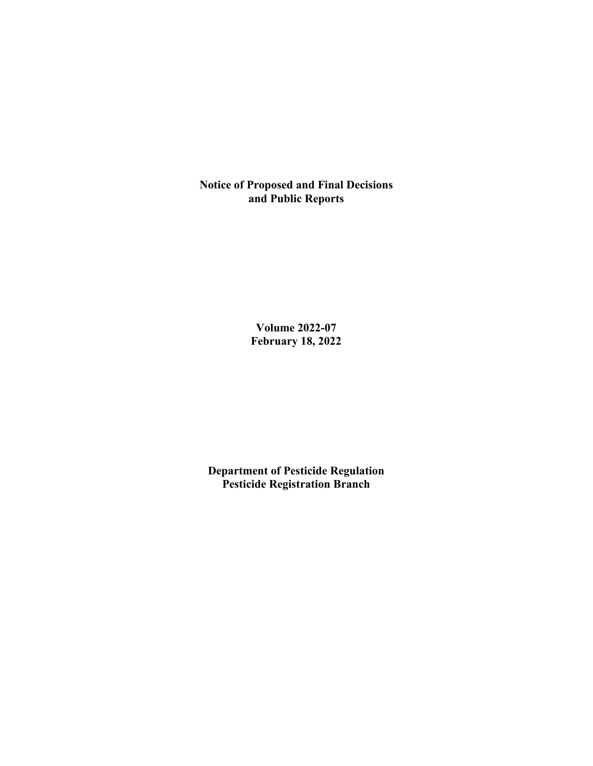**Notice of Proposed and Final Decisions and Public Reports**

**Volume 2022-07**
**February 18, 2022**

**Department of Pesticide Regulation**
**Pesticide Registration Branch**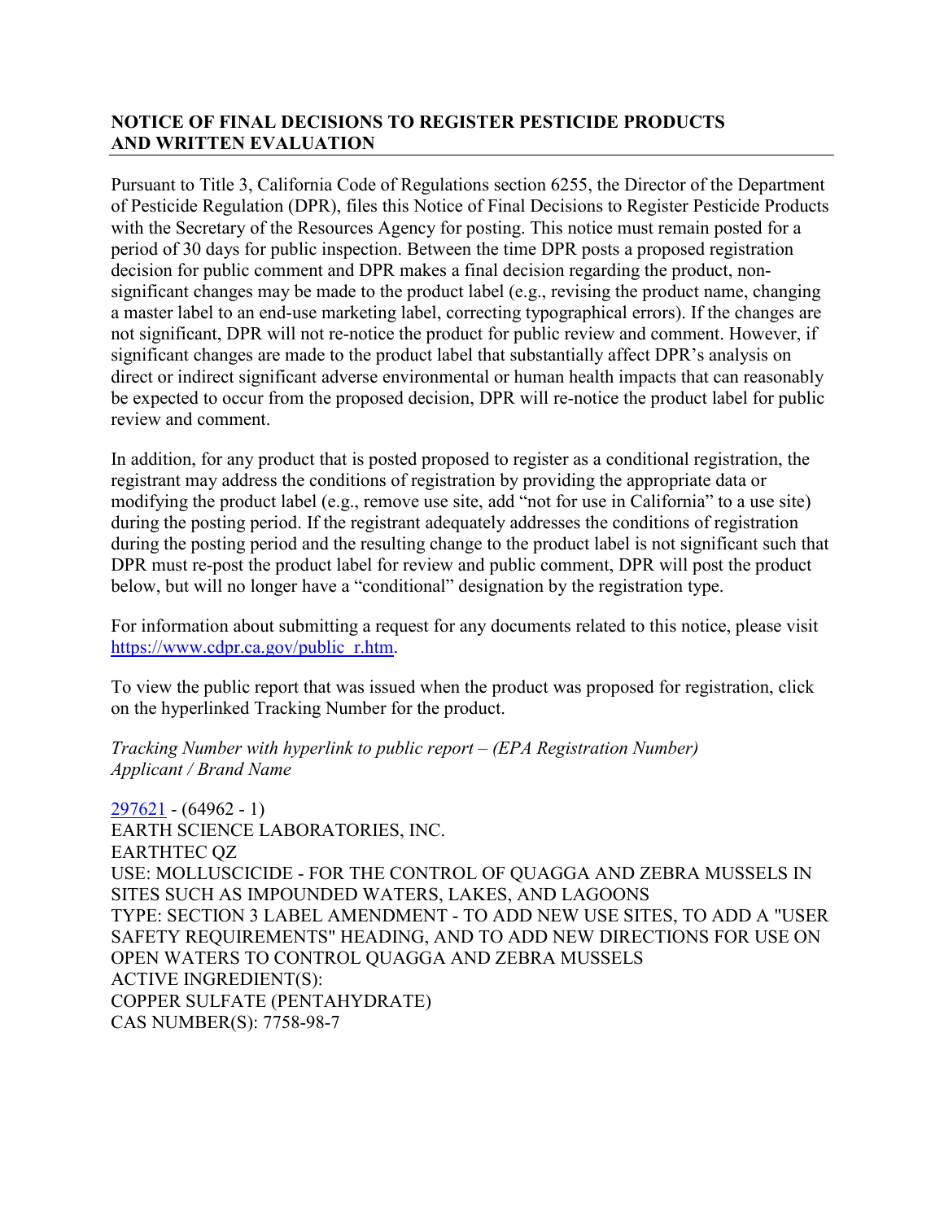## NOTICE OF FINAL DECISIONS TO REGISTER PESTICIDE PRODUCTS AND WRITTEN EVALUATION

Pursuant to Title 3, California Code of Regulations section 6255, the Director of the Department of Pesticide Regulation (DPR), files this Notice of Final Decisions to Register Pesticide Products with the Secretary of the Resources Agency for posting. This notice must remain posted for a period of 30 days for public inspection. Between the time DPR posts a proposed registration decision for public comment and DPR makes a final decision regarding the product, non-significant changes may be made to the product label (e.g., revising the product name, changing a master label to an end-use marketing label, correcting typographical errors). If the changes are not significant, DPR will not re-notice the product for public review and comment. However, if significant changes are made to the product label that substantially affect DPR's analysis on direct or indirect significant adverse environmental or human health impacts that can reasonably be expected to occur from the proposed decision, DPR will re-notice the product label for public review and comment.

In addition, for any product that is posted proposed to register as a conditional registration, the registrant may address the conditions of registration by providing the appropriate data or modifying the product label (e.g., remove use site, add "not for use in California" to a use site) during the posting period. If the registrant adequately addresses the conditions of registration during the posting period and the resulting change to the product label is not significant such that DPR must re-post the product label for review and public comment, DPR will post the product below, but will no longer have a "conditional" designation by the registration type.

For information about submitting a request for any documents related to this notice, please visit https://www.cdpr.ca.gov/public_r.htm.

To view the public report that was issued when the product was proposed for registration, click on the hyperlinked Tracking Number for the product.

*Tracking Number with hyperlink to public report – (EPA Registration Number)*
*Applicant / Brand Name*

297621 - (64962 - 1)
EARTH SCIENCE LABORATORIES, INC.
EARTHTEC QZ
USE: MOLLUSCICIDE - FOR THE CONTROL OF QUAGGA AND ZEBRA MUSSELS IN SITES SUCH AS IMPOUNDED WATERS, LAKES, AND LAGOONS
TYPE: SECTION 3 LABEL AMENDMENT - TO ADD NEW USE SITES, TO ADD A "USER SAFETY REQUIREMENTS" HEADING, AND TO ADD NEW DIRECTIONS FOR USE ON OPEN WATERS TO CONTROL QUAGGA AND ZEBRA MUSSELS
ACTIVE INGREDIENT(S):
COPPER SULFATE (PENTAHYDRATE)
CAS NUMBER(S): 7758-98-7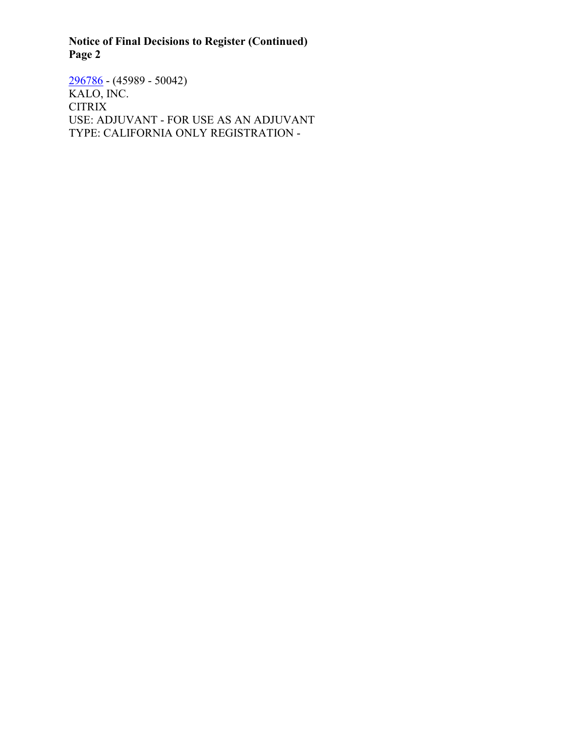296786 - (45989 - 50042)
KALO, INC.
CITRIX
USE: ADJUVANT - FOR USE AS AN ADJUVANT
TYPE: CALIFORNIA ONLY REGISTRATION -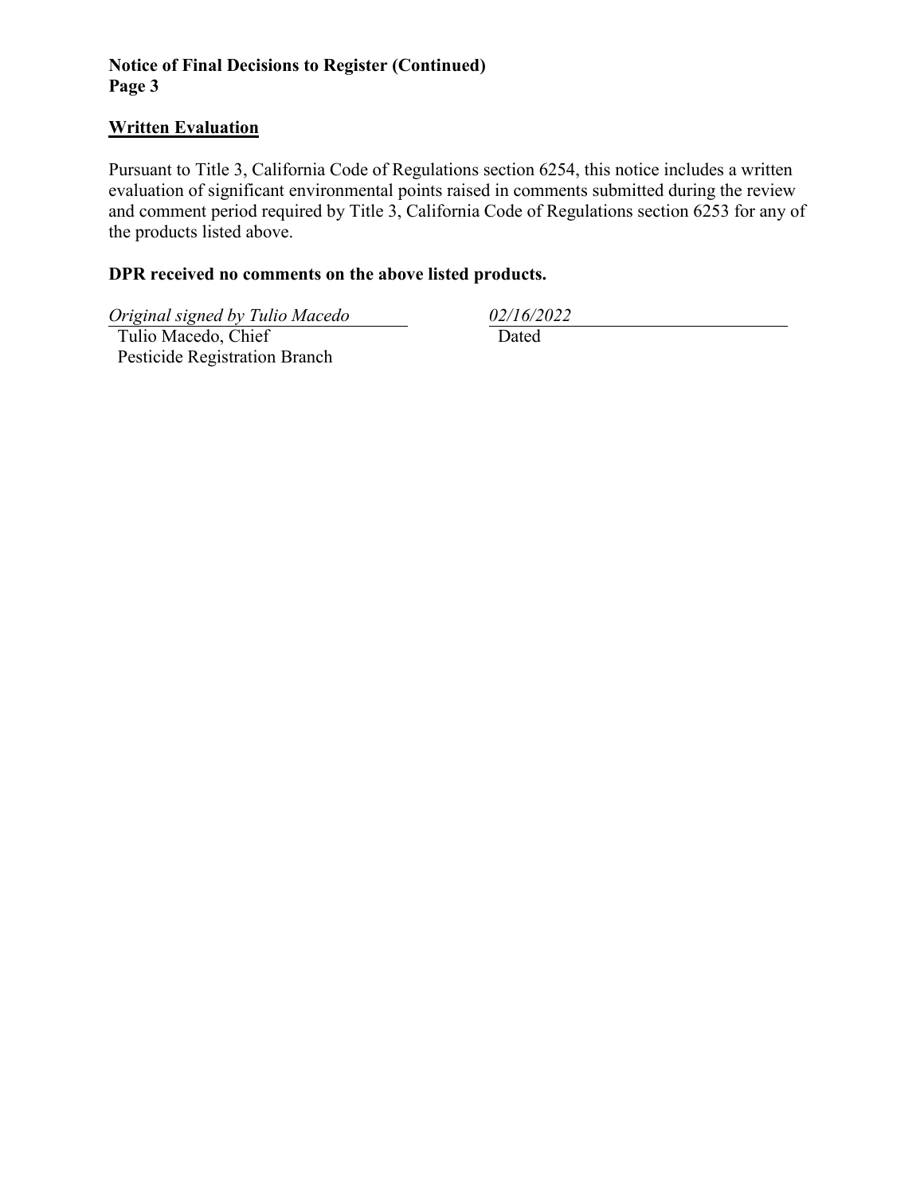## Written Evaluation

Pursuant to Title 3, California Code of Regulations section 6254, this notice includes a written evaluation of significant environmental points raised in comments submitted during the review and comment period required by Title 3, California Code of Regulations section 6253 for any of the products listed above.

**DPR received no comments on the above listed products.**

*Original signed by Tulio Macedo*
Tulio Macedo, Chief
Pesticide Registration Branch

*02/16/2022*
Dated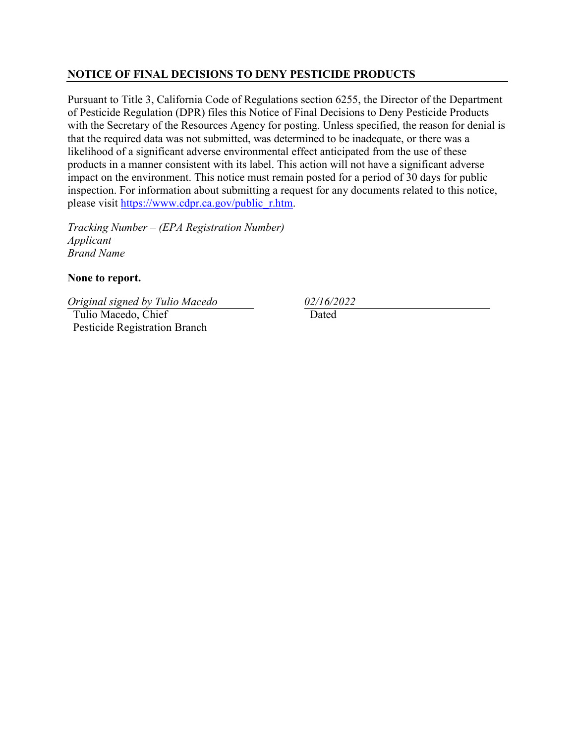## NOTICE OF FINAL DECISIONS TO DENY PESTICIDE PRODUCTS

Pursuant to Title 3, California Code of Regulations section 6255, the Director of the Department of Pesticide Regulation (DPR) files this Notice of Final Decisions to Deny Pesticide Products with the Secretary of the Resources Agency for posting. Unless specified, the reason for denial is that the required data was not submitted, was determined to be inadequate, or there was a likelihood of a significant adverse environmental effect anticipated from the use of these products in a manner consistent with its label. This action will not have a significant adverse impact on the environment. This notice must remain posted for a period of 30 days for public inspection. For information about submitting a request for any documents related to this notice, please visit https://www.cdpr.ca.gov/public_r.htm.

*Tracking Number – (EPA Registration Number)*
*Applicant*
*Brand Name*

**None to report.**

*Original signed by Tulio Macedo*
Tulio Macedo, Chief
Pesticide Registration Branch

*02/16/2022*
Dated